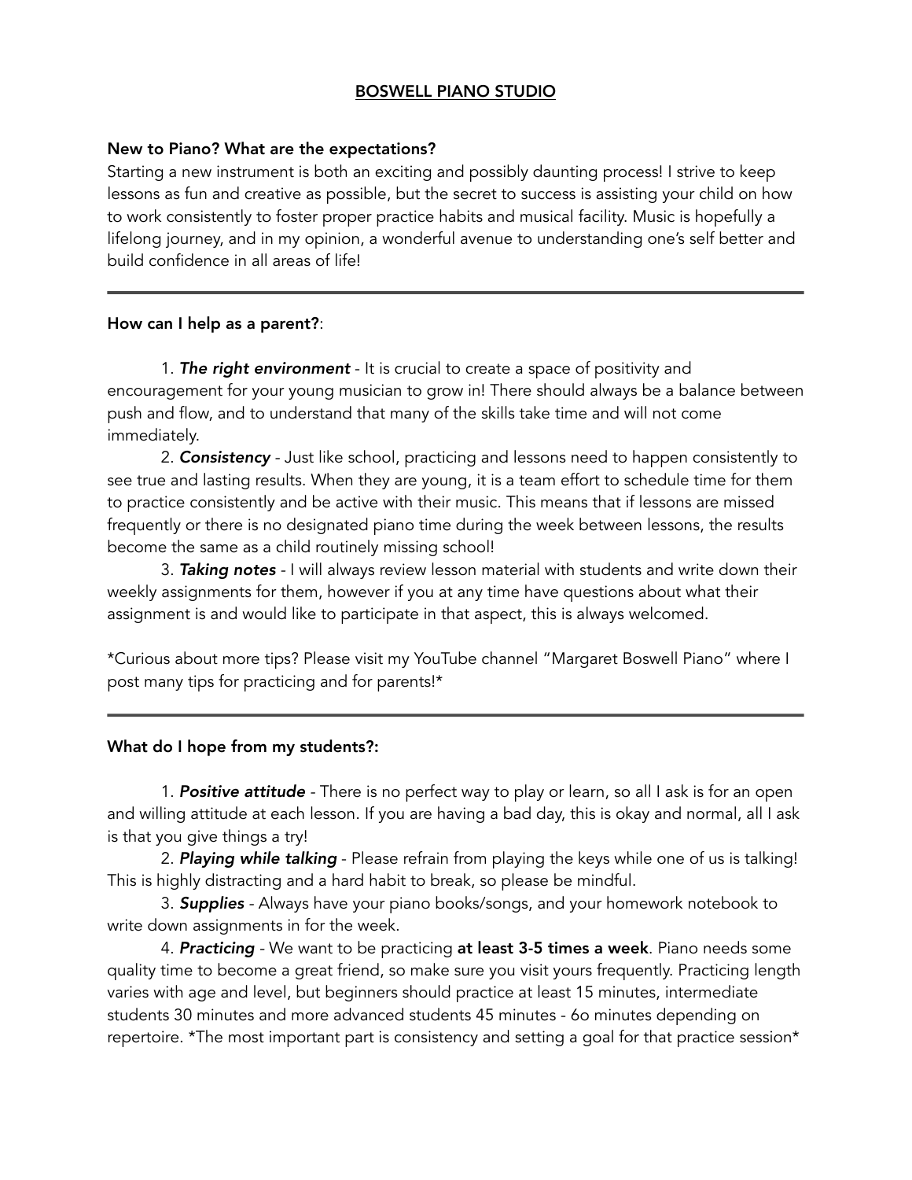# <u>BOSWELL PIANO STUDIO</u>

**New to Piano? What are the expectations?**

Starting a new instrument is both an exciting and possibly daunting process! I strive to keep lessons as fun and creative as possible, but the secret to success is assisting your child on how to work consistently to foster proper practice habits and musical facility. Music is hopefully a lifelong journey, and in my opinion, a wonderful avenue to understanding one's self better and build confidence in all areas of life!

---

**How can I help as a parent?**:

1. ***The right environment*** - It is crucial to create a space of positivity and encouragement for your young musician to grow in! There should always be a balance between push and flow, and to understand that many of the skills take time and will not come immediately.
2. ***Consistency*** - Just like school, practicing and lessons need to happen consistently to see true and lasting results. When they are young, it is a team effort to schedule time for them to practice consistently and be active with their music. This means that if lessons are missed frequently or there is no designated piano time during the week between lessons, the results become the same as a child routinely missing school!
3. ***Taking notes*** - I will always review lesson material with students and write down their weekly assignments for them, however if you at any time have questions about what their assignment is and would like to participate in that aspect, this is always welcomed.

*Curious about more tips? Please visit my YouTube channel "Margaret Boswell Piano" where I post many tips for practicing and for parents!*

---

**What do I hope from my students?:**

1. ***Positive attitude*** - There is no perfect way to play or learn, so all I ask is for an open and willing attitude at each lesson. If you are having a bad day, this is okay and normal, all I ask is that you give things a try!
2. ***Playing while talking*** - Please refrain from playing the keys while one of us is talking! This is highly distracting and a hard habit to break, so please be mindful.
3. ***Supplies*** - Always have your piano books/songs, and your homework notebook to write down assignments in for the week.
4. ***Practicing*** - We want to be practicing **at least 3-5 times a week**. Piano needs some quality time to become a great friend, so make sure you visit yours frequently. Practicing length varies with age and level, but beginners should practice at least 15 minutes, intermediate students 30 minutes and more advanced students 45 minutes - 6o minutes depending on repertoire. *The most important part is consistency and setting a goal for that practice session*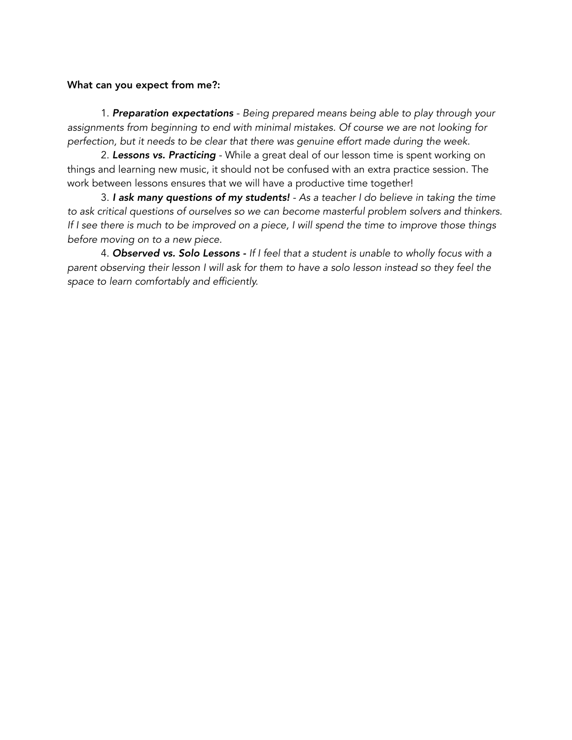**What can you expect from me?:**

1. ***Preparation expectations*** - *Being prepared means being able to play through your assignments from beginning to end with minimal mistakes. Of course we are not looking for perfection, but it needs to be clear that there was genuine effort made during the week.*
2. ***Lessons vs. Practicing*** - While a great deal of our lesson time is spent working on things and learning new music, it should not be confused with an extra practice session. The work between lessons ensures that we will have a productive time together!
3. ***I ask many questions of my students!*** - *As a teacher I do believe in taking the time to ask critical questions of ourselves so we can become masterful problem solvers and thinkers. If I see there is much to be improved on a piece, I will spend the time to improve those things before moving on to a new piece.*
4. ***Observed vs. Solo Lessons -*** *If I feel that a student is unable to wholly focus with a parent observing their lesson I will ask for them to have a solo lesson instead so they feel the space to learn comfortably and efficiently.*